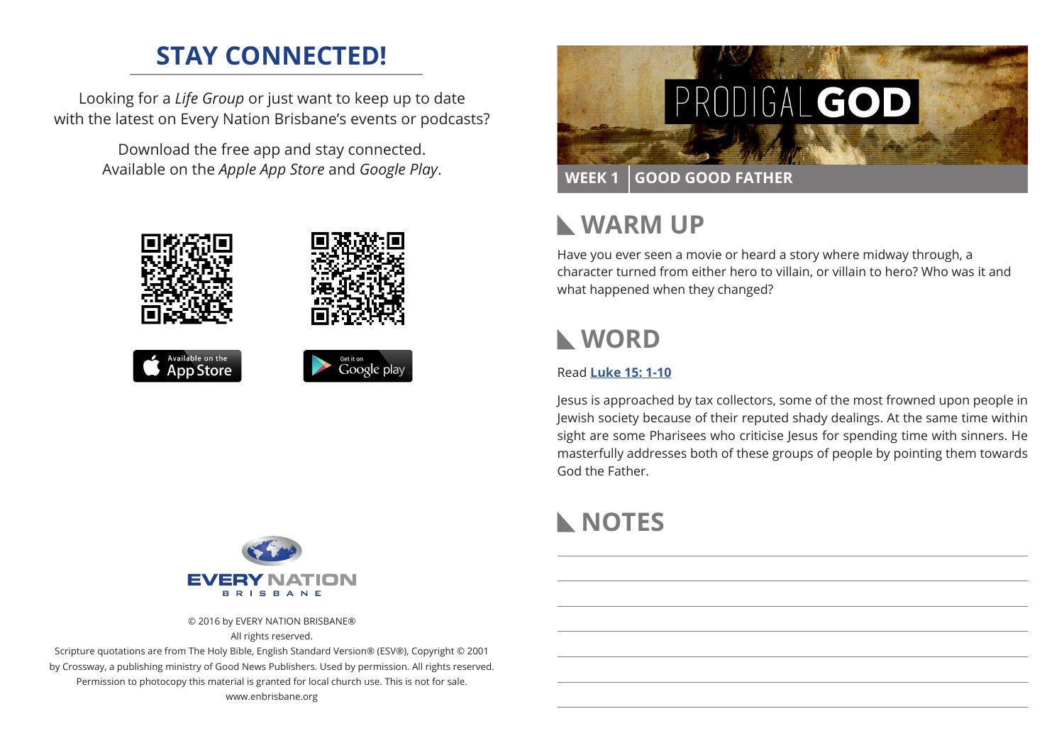## STAY CONNECTED!

Looking for a *Life Group* or just want to keep up to date with the latest on Every Nation Brisbane's events or podcasts?

Download the free app and stay connected. Available on the *Apple App Store* and *Google Play*.

Available on the App Store

Get it on Google play

EVERY NATION BRISBANE

© 2016 by EVERY NATION BRISBANE®
All rights reserved.
Scripture quotations are from The Holy Bible, English Standard Version® (ESV®), Copyright © 2001 by Crossway, a publishing ministry of Good News Publishers. Used by permission. All rights reserved.
Permission to photocopy this material is granted for local church use. This is not for sale.
www.enbrisbane.org

# PRODIGAL GOD

**WEEK 1 | GOOD GOOD FATHER**

## WARM UP

Have you ever seen a movie or heard a story where midway through, a character turned from either hero to villain, or villain to hero? Who was it and what happened when they changed?

## WORD

Read **Luke 15: 1-10**

Jesus is approached by tax collectors, some of the most frowned upon people in Jewish society because of their reputed shady dealings. At the same time within sight are some Pharisees who criticise Jesus for spending time with sinners. He masterfully addresses both of these groups of people by pointing them towards God the Father.

## NOTES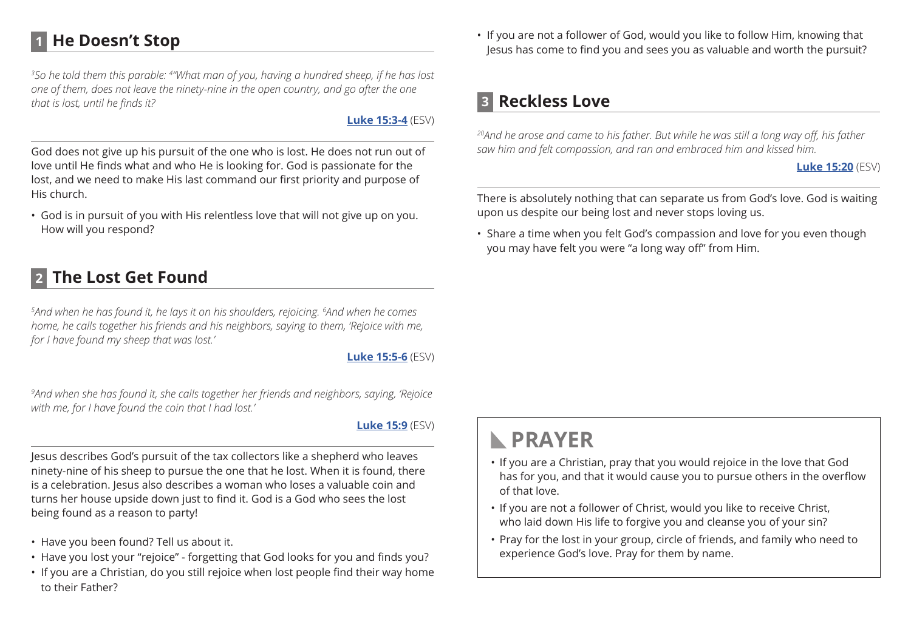## 1 He Doesn't Stop

*[3]So he told them this parable: [4]"What man of you, having a hundred sheep, if he has lost one of them, does not leave the ninety-nine in the open country, and go after the one that is lost, until he finds it?*

**Luke 15:3-4** (ESV)

God does not give up his pursuit of the one who is lost. He does not run out of love until He finds what and who He is looking for. God is passionate for the lost, and we need to make His last command our first priority and purpose of His church.

- God is in pursuit of you with His relentless love that will not give up on you. How will you respond?

## 2 The Lost Get Found

*[5]And when he has found it, he lays it on his shoulders, rejoicing. [6]And when he comes home, he calls together his friends and his neighbors, saying to them, 'Rejoice with me, for I have found my sheep that was lost.'*

**Luke 15:5-6** (ESV)

*[9]And when she has found it, she calls together her friends and neighbors, saying, 'Rejoice with me, for I have found the coin that I had lost.'*

**Luke 15:9** (ESV)

Jesus describes God's pursuit of the tax collectors like a shepherd who leaves ninety-nine of his sheep to pursue the one that he lost. When it is found, there is a celebration. Jesus also describes a woman who loses a valuable coin and turns her house upside down just to find it. God is a God who sees the lost being found as a reason to party!

- Have you been found? Tell us about it.
- Have you lost your "rejoice" - forgetting that God looks for you and finds you?
- If you are a Christian, do you still rejoice when lost people find their way home to their Father?
- If you are not a follower of God, would you like to follow Him, knowing that Jesus has come to find you and sees you as valuable and worth the pursuit?

## 3 Reckless Love

*[20]And he arose and came to his father. But while he was still a long way off, his father saw him and felt compassion, and ran and embraced him and kissed him.*

**Luke 15:20** (ESV)

There is absolutely nothing that can separate us from God's love. God is waiting upon us despite our being lost and never stops loving us.

- Share a time when you felt God's compassion and love for you even though you may have felt you were "a long way off" from Him.

## PRAYER

- If you are a Christian, pray that you would rejoice in the love that God has for you, and that it would cause you to pursue others in the overflow of that love.
- If you are not a follower of Christ, would you like to receive Christ, who laid down His life to forgive you and cleanse you of your sin?
- Pray for the lost in your group, circle of friends, and family who need to experience God's love. Pray for them by name.